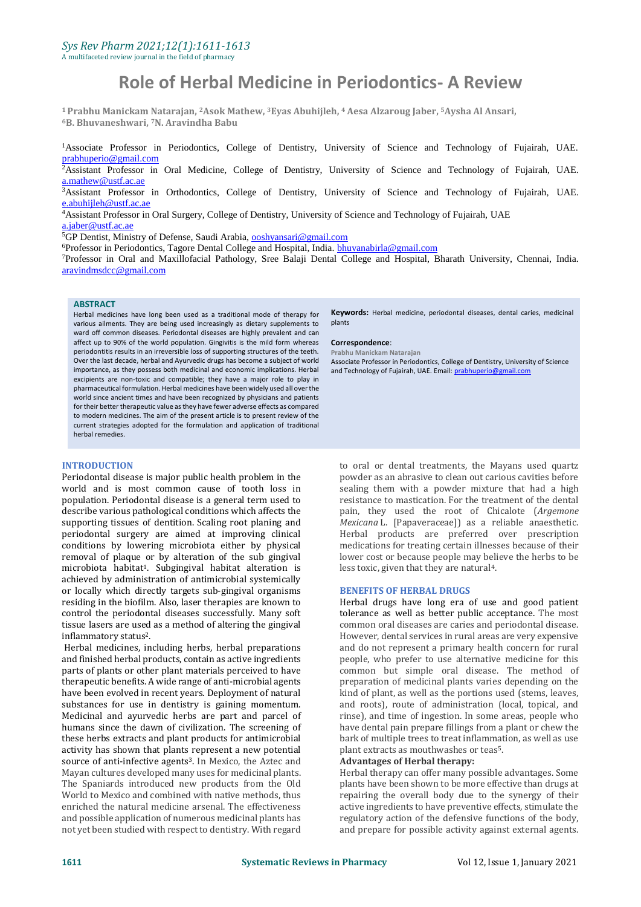# Role of Herbal Medicine in Periodontics- A Review

**[1] Prabhu Manickam Natarajan, [2]Asok Mathew, [3]Eyas Abuhijleh, [4] Aesa Alzaroug Jaber, [5]Aysha Al Ansari, [6]B. Bhuvaneshwari, [7]N. Aravindha Babu**

[1]Associate Professor in Periodontics, College of Dentistry, University of Science and Technology of Fujairah, UAE. prabhuperio@gmail.com

[2]Assistant Professor in Oral Medicine, College of Dentistry, University of Science and Technology of Fujairah, UAE. a.mathew@ustf.ac.ae

[3]Assistant Professor in Orthodontics, College of Dentistry, University of Science and Technology of Fujairah, UAE. e.abuhijleh@ustf.ac.ae

[4]Assistant Professor in Oral Surgery, College of Dentistry, University of Science and Technology of Fujairah, UAE a.jaber@ustf.ac.ae

[5]GP Dentist, Ministry of Defense, Saudi Arabia, ooshyansari@gmail.com

[6]Professor in Periodontics, Tagore Dental College and Hospital, India. bhuvanabirla@gmail.com

[7]Professor in Oral and Maxillofacial Pathology, Sree Balaji Dental College and Hospital, Bharath University, Chennai, India. aravindmsdcc@gmail.com

## ABSTRACT

Herbal medicines have long been used as a traditional mode of therapy for various ailments. They are being used increasingly as dietary supplements to ward off common diseases. Periodontal diseases are highly prevalent and can affect up to 90% of the world population. Gingivitis is the mild form whereas periodontitis results in an irreversible loss of supporting structures of the teeth. Over the last decade, herbal and Ayurvedic drugs has become a subject of world importance, as they possess both medicinal and economic implications. Herbal excipients are non-toxic and compatible; they have a major role to play in pharmaceutical formulation. Herbal medicines have been widely used all over the world since ancient times and have been recognized by physicians and patients for their better therapeutic value as they have fewer adverse effects as compared to modern medicines. The aim of the present article is to present review of the current strategies adopted for the formulation and application of traditional herbal remedies.

**Keywords:** Herbal medicine, periodontal diseases, dental caries, medicinal plants

**Correspondence**:
Prabhu Manickam Natarajan
Associate Professor in Periodontics, College of Dentistry, University of Science and Technology of Fujairah, UAE. Email: prabhuperio@gmail.com

## INTRODUCTION

Periodontal disease is major public health problem in the world and is most common cause of tooth loss in population. Periodontal disease is a general term used to describe various pathological conditions which affects the supporting tissues of dentition. Scaling root planing and periodontal surgery are aimed at improving clinical conditions by lowering microbiota either by physical removal of plaque or by alteration of the sub gingival microbiota habitat[1]. Subgingival habitat alteration is achieved by administration of antimicrobial systemically or locally which directly targets sub-gingival organisms residing in the biofilm. Also, laser therapies are known to control the periodontal diseases successfully. Many soft tissue lasers are used as a method of altering the gingival inflammatory status[2].

Herbal medicines, including herbs, herbal preparations and finished herbal products, contain as active ingredients parts of plants or other plant materials perceived to have therapeutic benefits. A wide range of anti-microbial agents have been evolved in recent years. Deployment of natural substances for use in dentistry is gaining momentum. Medicinal and ayurvedic herbs are part and parcel of humans since the dawn of civilization. The screening of these herbs extracts and plant products for antimicrobial activity has shown that plants represent a new potential source of anti-infective agents[3]. In Mexico, the Aztec and Mayan cultures developed many uses for medicinal plants. The Spaniards introduced new products from the Old World to Mexico and combined with native methods, thus enriched the natural medicine arsenal. The effectiveness and possible application of numerous medicinal plants has not yet been studied with respect to dentistry. With regard to oral or dental treatments, the Mayans used quartz powder as an abrasive to clean out carious cavities before sealing them with a powder mixture that had a high resistance to mastication. For the treatment of the dental pain, they used the root of Chicalote (*Argemone Mexicana* L. [Papaveraceae]) as a reliable anaesthetic. Herbal products are preferred over prescription medications for treating certain illnesses because of their lower cost or because people may believe the herbs to be less toxic, given that they are natural[4].

## BENEFITS OF HERBAL DRUGS

Herbal drugs have long era of use and good patient tolerance as well as better public acceptance. The most common oral diseases are caries and periodontal disease. However, dental services in rural areas are very expensive and do not represent a primary health concern for rural people, who prefer to use alternative medicine for this common but simple oral disease. The method of preparation of medicinal plants varies depending on the kind of plant, as well as the portions used (stems, leaves, and roots), route of administration (local, topical, and rinse), and time of ingestion. In some areas, people who have dental pain prepare fillings from a plant or chew the bark of multiple trees to treat inflammation, as well as use plant extracts as mouthwashes or teas[5].

### Advantages of Herbal therapy:

Herbal therapy can offer many possible advantages. Some plants have been shown to be more effective than drugs at repairing the overall body due to the synergy of their active ingredients to have preventive effects, stimulate the regulatory action of the defensive functions of the body, and prepare for possible activity against external agents.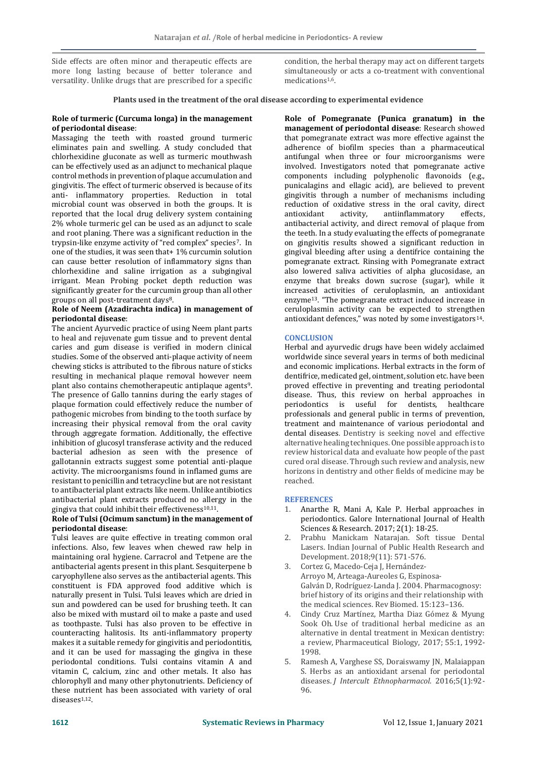Side effects are often minor and therapeutic effects are more long lasting because of better tolerance and versatility. Unlike drugs that are prescribed for a specific condition, the herbal therapy may act on different targets simultaneously or acts a co-treatment with conventional medications[1,6].

**Plants used in the treatment of the oral disease according to experimental evidence**

**Role of turmeric (Curcuma longa) in the management of periodontal disease**:

Massaging the teeth with roasted ground turmeric eliminates pain and swelling. A study concluded that chlorhexidine gluconate as well as turmeric mouthwash can be effectively used as an adjunct to mechanical plaque control methods in prevention of plaque accumulation and gingivitis. The effect of turmeric observed is because of its anti- inflammatory properties. Reduction in total microbial count was observed in both the groups. It is reported that the local drug delivery system containing 2% whole turmeric gel can be used as an adjunct to scale and root planing. There was a significant reduction in the trypsin-like enzyme activity of "red complex" species[7]. In one of the studies, it was seen that+ 1% curcumin solution can cause better resolution of inflammatory signs than chlorhexidine and saline irrigation as a subgingival irrigant. Mean Probing pocket depth reduction was significantly greater for the curcumin group than all other groups on all post-treatment days[8].

**Role of Neem (Azadirachta indica) in management of periodontal disease**:

The ancient Ayurvedic practice of using Neem plant parts to heal and rejuvenate gum tissue and to prevent dental caries and gum disease is verified in modern clinical studies. Some of the observed anti-plaque activity of neem chewing sticks is attributed to the fibrous nature of sticks resulting in mechanical plaque removal however neem plant also contains chemotherapeutic antiplaque agents[9]. The presence of Gallo tannins during the early stages of plaque formation could effectively reduce the number of pathogenic microbes from binding to the tooth surface by increasing their physical removal from the oral cavity through aggregate formation. Additionally, the effective inhibition of glucosyl transferase activity and the reduced bacterial adhesion as seen with the presence of gallotannin extracts suggest some potential anti-plaque activity. The microorganisms found in inflamed gums are resistant to penicillin and tetracycline but are not resistant to antibacterial plant extracts like neem. Unlike antibiotics antibacterial plant extracts produced no allergy in the gingiva that could inhibit their effectiveness[10,11].

**Role of Tulsi (Ocimum sanctum) in the management of periodontal disease**:

Tulsi leaves are quite effective in treating common oral infections. Also, few leaves when chewed raw help in maintaining oral hygiene. Carracrol and Tetpene are the antibacterial agents present in this plant. Sesquiterpene b caryophyllene also serves as the antibacterial agents. This constituent is FDA approved food additive which is naturally present in Tulsi. Tulsi leaves which are dried in sun and powdered can be used for brushing teeth. It can also be mixed with mustard oil to make a paste and used as toothpaste. Tulsi has also proven to be effective in counteracting halitosis. Its anti-inflammatory property makes it a suitable remedy for gingivitis and periodontitis, and it can be used for massaging the gingiva in these periodontal conditions. Tulsi contains vitamin A and vitamin C, calcium, zinc and other metals. It also has chlorophyll and many other phytonutrients. Deficiency of these nutrient has been associated with variety of oral diseases[1,12].

**Role of Pomegranate (Punica granatum) in the management of periodontal disease**: Research showed that pomegranate extract was more effective against the adherence of biofilm species than a pharmaceutical antifungal when three or four microorganisms were involved. Investigators noted that pomegranate active components including polyphenolic flavonoids (e.g., punicalagins and ellagic acid), are believed to prevent gingivitis through a number of mechanisms including reduction of oxidative stress in the oral cavity, direct antioxidant activity, antiinflammatory effects, antibacterial activity, and direct removal of plaque from the teeth. In a study evaluating the effects of pomegranate on gingivitis results showed a significant reduction in gingival bleeding after using a dentifrice containing the pomegranate extract. Rinsing with Pomegranate extract also lowered saliva activities of alpha glucosidase, an enzyme that breaks down sucrose (sugar), while it increased activities of ceruloplasmin, an antioxidant enzyme[13]. "The pomegranate extract induced increase in ceruloplasmin activity can be expected to strengthen antioxidant defences," was noted by some investigators[14].

## CONCLUSION

Herbal and ayurvedic drugs have been widely acclaimed worldwide since several years in terms of both medicinal and economic implications. Herbal extracts in the form of dentifrice, medicated gel, ointment, solution etc. have been proved effective in preventing and treating periodontal disease. Thus, this review on herbal approaches in periodontics is useful for dentists, healthcare professionals and general public in terms of prevention, treatment and maintenance of various periodontal and dental diseases. Dentistry is seeking novel and effective alternative healing techniques. One possible approach is to review historical data and evaluate how people of the past cured oral disease. Through such review and analysis, new horizons in dentistry and other fields of medicine may be reached.

## REFERENCES

1. Anarthe R, Mani A, Kale P. Herbal approaches in periodontics. Galore International Journal of Health Sciences & Research. 2017; 2(1): 18-25.
2. Prabhu Manickam Natarajan. Soft tissue Dental Lasers. Indian Journal of Public Health Research and Development. 2018;9(11): 571-576.
3. Cortez G, Macedo-Ceja J, Hernández-Arroyo M, Arteaga-Aureoles G, Espinosa-Galván D, Rodríguez-Landa J. 2004. Pharmacognosy: brief history of its origins and their relationship with the medical sciences. Rev Biomed. 15:123–136.
4. Cindy Cruz Martínez, Martha Diaz Gómez & Myung Sook Oh. Use of traditional herbal medicine as an alternative in dental treatment in Mexican dentistry: a review, Pharmaceutical Biology, 2017; 55:1, 1992-1998.
5. Ramesh A, Varghese SS, Doraiswamy JN, Malaiappan S. Herbs as an antioxidant arsenal for periodontal diseases. *J Intercult Ethnopharmacol*. 2016;5(1):92-96.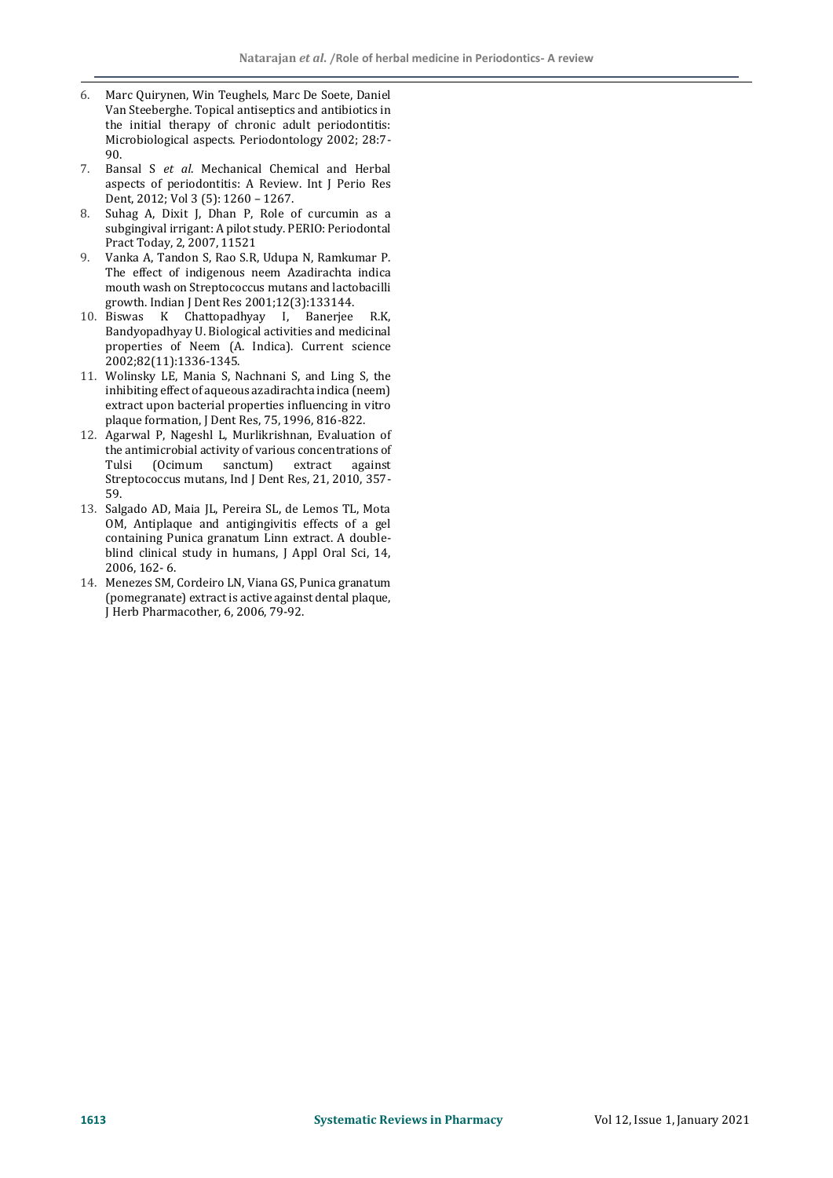6. Marc Quirynen, Win Teughels, Marc De Soete, Daniel Van Steeberghe. Topical antiseptics and antibiotics in the initial therapy of chronic adult periodontitis: Microbiological aspects. Periodontology 2002; 28:7-90.
7. Bansal S *et al*. Mechanical Chemical and Herbal aspects of periodontitis: A Review. Int J Perio Res Dent, 2012; Vol 3 (5): 1260 – 1267.
8. Suhag A, Dixit J, Dhan P, Role of curcumin as a subgingival irrigant: A pilot study. PERIO: Periodontal Pract Today, 2, 2007, 11521
9. Vanka A, Tandon S, Rao S.R, Udupa N, Ramkumar P. The effect of indigenous neem Azadirachta indica mouth wash on Streptococcus mutans and lactobacilli growth. Indian J Dent Res 2001;12(3):133144.
10. Biswas K Chattopadhyay I, Banerjee R.K, Bandyopadhyay U. Biological activities and medicinal properties of Neem (A. Indica). Current science 2002;82(11):1336-1345.
11. Wolinsky LE, Mania S, Nachnani S, and Ling S, the inhibiting effect of aqueous azadirachta indica (neem) extract upon bacterial properties influencing in vitro plaque formation, J Dent Res, 75, 1996, 816-822.
12. Agarwal P, Nageshl L, Murlikrishnan, Evaluation of the antimicrobial activity of various concentrations of Tulsi (Ocimum sanctum) extract against Streptococcus mutans, Ind J Dent Res, 21, 2010, 357-59.
13. Salgado AD, Maia JL, Pereira SL, de Lemos TL, Mota OM, Antiplaque and antigingivitis effects of a gel containing Punica granatum Linn extract. A double-blind clinical study in humans, J Appl Oral Sci, 14, 2006, 162- 6.
14. Menezes SM, Cordeiro LN, Viana GS, Punica granatum (pomegranate) extract is active against dental plaque, J Herb Pharmacother, 6, 2006, 79-92.